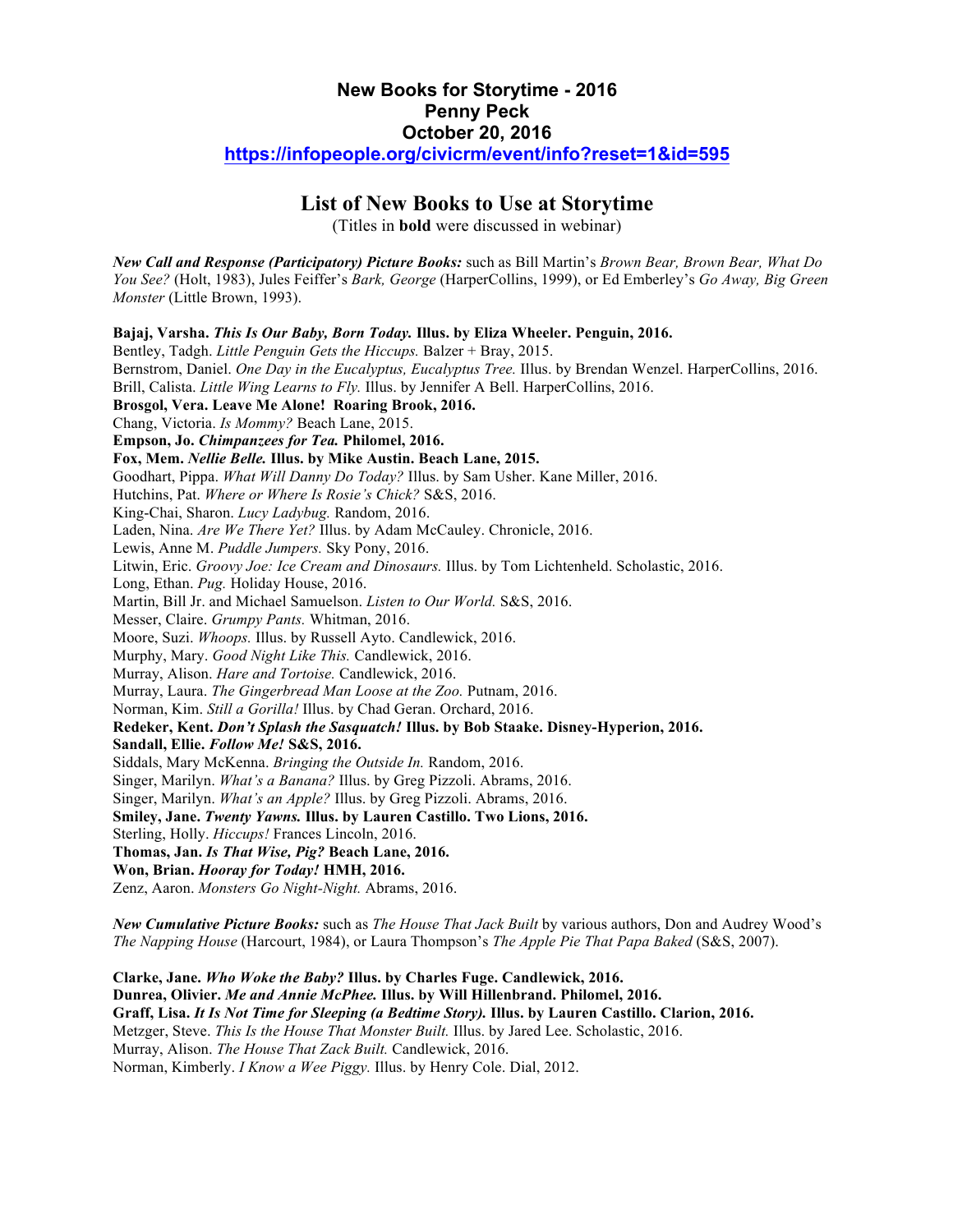# New Books for Storytime - 2016
## Penny Peck
## October 20, 2016
## https://infopeople.org/civicrm/event/info?reset=1&id=595

# List of New Books to Use at Storytime

(Titles in **bold** were discussed in webinar)

***New Call and Response (Participatory) Picture Books:*** such as Bill Martin's *Brown Bear, Brown Bear, What Do You See?* (Holt, 1983), Jules Feiffer's *Bark, George* (HarperCollins, 1999), or Ed Emberley's *Go Away, Big Green Monster* (Little Brown, 1993).

**Bajaj, Varsha. *This Is Our Baby, Born Today.* Illus. by Eliza Wheeler. Penguin, 2016.**  
Bentley, Tadgh. *Little Penguin Gets the Hiccups.* Balzer + Bray, 2015.  
Bernstrom, Daniel. *One Day in the Eucalyptus, Eucalyptus Tree.* Illus. by Brendan Wenzel. HarperCollins, 2016.  
Brill, Calista. *Little Wing Learns to Fly.* Illus. by Jennifer A Bell. HarperCollins, 2016.  
**Brosgol, Vera. Leave Me Alone! Roaring Brook, 2016.**  
Chang, Victoria. *Is Mommy?* Beach Lane, 2015.  
**Empson, Jo. *Chimpanzees for Tea.* Philomel, 2016.**  
**Fox, Mem. *Nellie Belle.* Illus. by Mike Austin. Beach Lane, 2015.**  
Goodhart, Pippa. *What Will Danny Do Today?* Illus. by Sam Usher. Kane Miller, 2016.  
Hutchins, Pat. *Where or Where Is Rosie's Chick?* S&S, 2016.  
King-Chai, Sharon. *Lucy Ladybug.* Random, 2016.  
Laden, Nina. *Are We There Yet?* Illus. by Adam McCauley. Chronicle, 2016.  
Lewis, Anne M. *Puddle Jumpers.* Sky Pony, 2016.  
Litwin, Eric. *Groovy Joe: Ice Cream and Dinosaurs.* Illus. by Tom Lichtenheld. Scholastic, 2016.  
Long, Ethan. *Pug.* Holiday House, 2016.  
Martin, Bill Jr. and Michael Samuelson. *Listen to Our World.* S&S, 2016.  
Messer, Claire. *Grumpy Pants.* Whitman, 2016.  
Moore, Suzi. *Whoops.* Illus. by Russell Ayto. Candlewick, 2016.  
Murphy, Mary. *Good Night Like This.* Candlewick, 2016.  
Murray, Alison. *Hare and Tortoise.* Candlewick, 2016.  
Murray, Laura. *The Gingerbread Man Loose at the Zoo.* Putnam, 2016.  
Norman, Kim. *Still a Gorilla!* Illus. by Chad Geran. Orchard, 2016.  
**Redeker, Kent. *Don't Splash the Sasquatch!* Illus. by Bob Staake. Disney-Hyperion, 2016.**  
**Sandall, Ellie. *Follow Me!* S&S, 2016.**  
Siddals, Mary McKenna. *Bringing the Outside In.* Random, 2016.  
Singer, Marilyn. *What's a Banana?* Illus. by Greg Pizzoli. Abrams, 2016.  
Singer, Marilyn. *What's an Apple?* Illus. by Greg Pizzoli. Abrams, 2016.  
**Smiley, Jane. *Twenty Yawns.* Illus. by Lauren Castillo. Two Lions, 2016.**  
Sterling, Holly. *Hiccups!* Frances Lincoln, 2016.  
**Thomas, Jan. *Is That Wise, Pig?* Beach Lane, 2016.**  
**Won, Brian. *Hooray for Today!* HMH, 2016.**  
Zenz, Aaron. *Monsters Go Night-Night.* Abrams, 2016.

***New Cumulative Picture Books:*** such as *The House That Jack Built* by various authors, Don and Audrey Wood's *The Napping House* (Harcourt, 1984), or Laura Thompson's *The Apple Pie That Papa Baked* (S&S, 2007).

**Clarke, Jane. *Who Woke the Baby?* Illus. by Charles Fuge. Candlewick, 2016.**  
**Dunrea, Olivier. *Me and Annie McPhee.* Illus. by Will Hillenbrand. Philomel, 2016.**  
**Graff, Lisa. *It Is Not Time for Sleeping (a Bedtime Story).* Illus. by Lauren Castillo. Clarion, 2016.**  
Metzger, Steve. *This Is the House That Monster Built.* Illus. by Jared Lee. Scholastic, 2016.  
Murray, Alison. *The House That Zack Built.* Candlewick, 2016.  
Norman, Kimberly. *I Know a Wee Piggy.* Illus. by Henry Cole. Dial, 2012.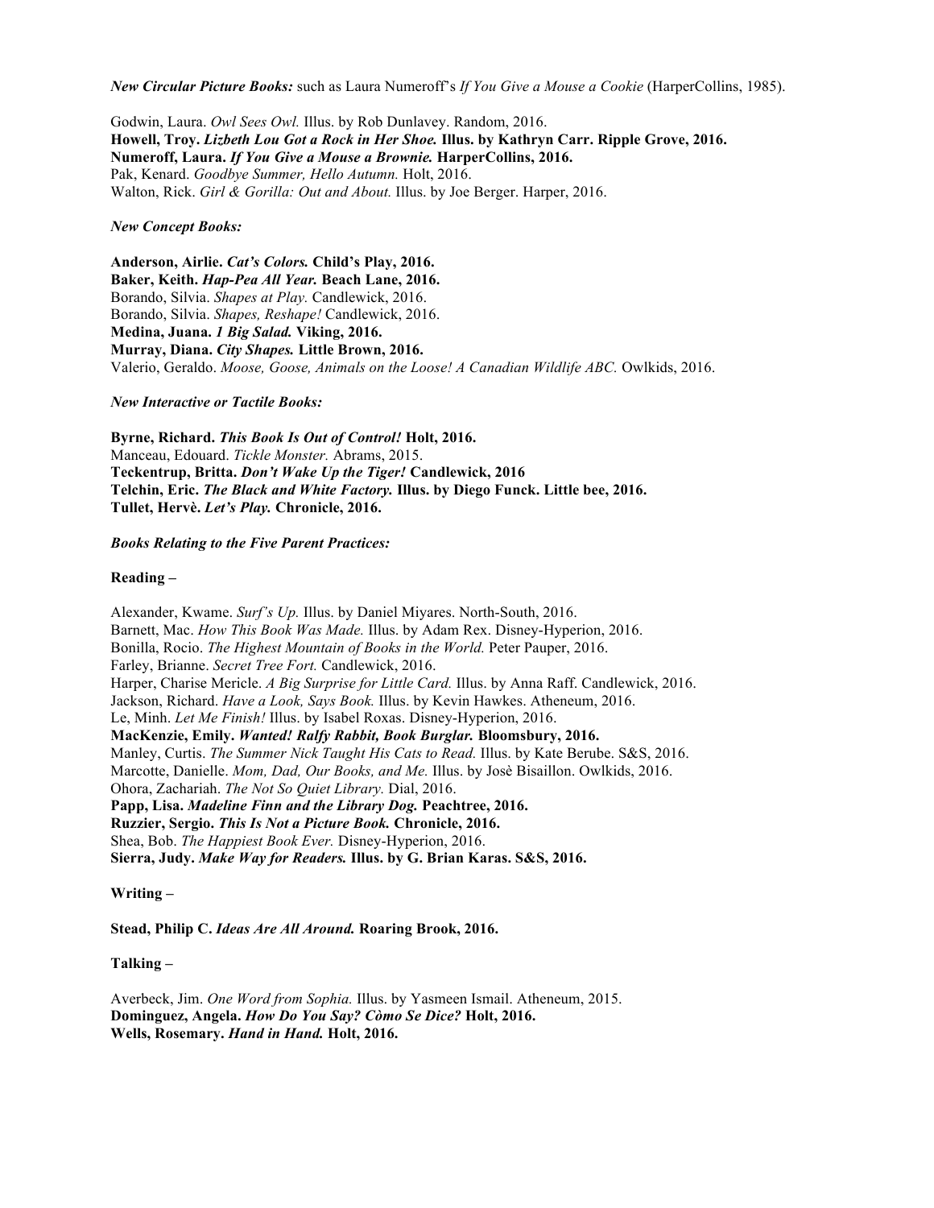***New Circular Picture Books:*** such as Laura Numeroff's *If You Give a Mouse a Cookie* (HarperCollins, 1985).

Godwin, Laura. *Owl Sees Owl.* Illus. by Rob Dunlavey. Random, 2016.
**Howell, Troy. *Lizbeth Lou Got a Rock in Her Shoe.* Illus. by Kathryn Carr. Ripple Grove, 2016.**
**Numeroff, Laura. *If You Give a Mouse a Brownie.* HarperCollins, 2016.**
Pak, Kenard. *Goodbye Summer, Hello Autumn.* Holt, 2016.
Walton, Rick. *Girl & Gorilla: Out and About.* Illus. by Joe Berger. Harper, 2016.

***New Concept Books:***

**Anderson, Airlie. *Cat's Colors.* Child's Play, 2016.**
**Baker, Keith. *Hap-Pea All Year.* Beach Lane, 2016.**
Borando, Silvia. *Shapes at Play.* Candlewick, 2016.
Borando, Silvia. *Shapes, Reshape!* Candlewick, 2016.
**Medina, Juana. *1 Big Salad.* Viking, 2016.**
**Murray, Diana. *City Shapes.* Little Brown, 2016.**
Valerio, Geraldo. *Moose, Goose, Animals on the Loose! A Canadian Wildlife ABC.* Owlkids, 2016.

***New Interactive or Tactile Books:***

**Byrne, Richard. *This Book Is Out of Control!* Holt, 2016.**
Manceau, Edouard. *Tickle Monster.* Abrams, 2015.
**Teckentrup, Britta. *Don't Wake Up the Tiger!* Candlewick, 2016**
**Telchin, Eric. *The Black and White Factory.* Illus. by Diego Funck. Little bee, 2016.**
**Tullet, Hervè. *Let's Play.* Chronicle, 2016.**

***Books Relating to the Five Parent Practices:***

**Reading –**

Alexander, Kwame. *Surf's Up.* Illus. by Daniel Miyares. North-South, 2016.
Barnett, Mac. *How This Book Was Made.* Illus. by Adam Rex. Disney-Hyperion, 2016.
Bonilla, Rocio. *The Highest Mountain of Books in the World.* Peter Pauper, 2016.
Farley, Brianne. *Secret Tree Fort.* Candlewick, 2016.
Harper, Charise Mericle. *A Big Surprise for Little Card.* Illus. by Anna Raff. Candlewick, 2016.
Jackson, Richard. *Have a Look, Says Book.* Illus. by Kevin Hawkes. Atheneum, 2016.
Le, Minh. *Let Me Finish!* Illus. by Isabel Roxas. Disney-Hyperion, 2016.
**MacKenzie, Emily. *Wanted! Ralfy Rabbit, Book Burglar.* Bloomsbury, 2016.**
Manley, Curtis. *The Summer Nick Taught His Cats to Read.* Illus. by Kate Berube. S&S, 2016.
Marcotte, Danielle. *Mom, Dad, Our Books, and Me.* Illus. by Josè Bisaillon. Owlkids, 2016.
Ohora, Zachariah. *The Not So Quiet Library.* Dial, 2016.
**Papp, Lisa. *Madeline Finn and the Library Dog.* Peachtree, 2016.**
**Ruzzier, Sergio. *This Is Not a Picture Book.* Chronicle, 2016.**
Shea, Bob. *The Happiest Book Ever.* Disney-Hyperion, 2016.
**Sierra, Judy. *Make Way for Readers.* Illus. by G. Brian Karas. S&S, 2016.**

**Writing –**

**Stead, Philip C. *Ideas Are All Around.* Roaring Brook, 2016.**

**Talking –**

Averbeck, Jim. *One Word from Sophia.* Illus. by Yasmeen Ismail. Atheneum, 2015.
**Dominguez, Angela. *How Do You Say? Còmo Se Dice?* Holt, 2016.**
**Wells, Rosemary. *Hand in Hand.* Holt, 2016.**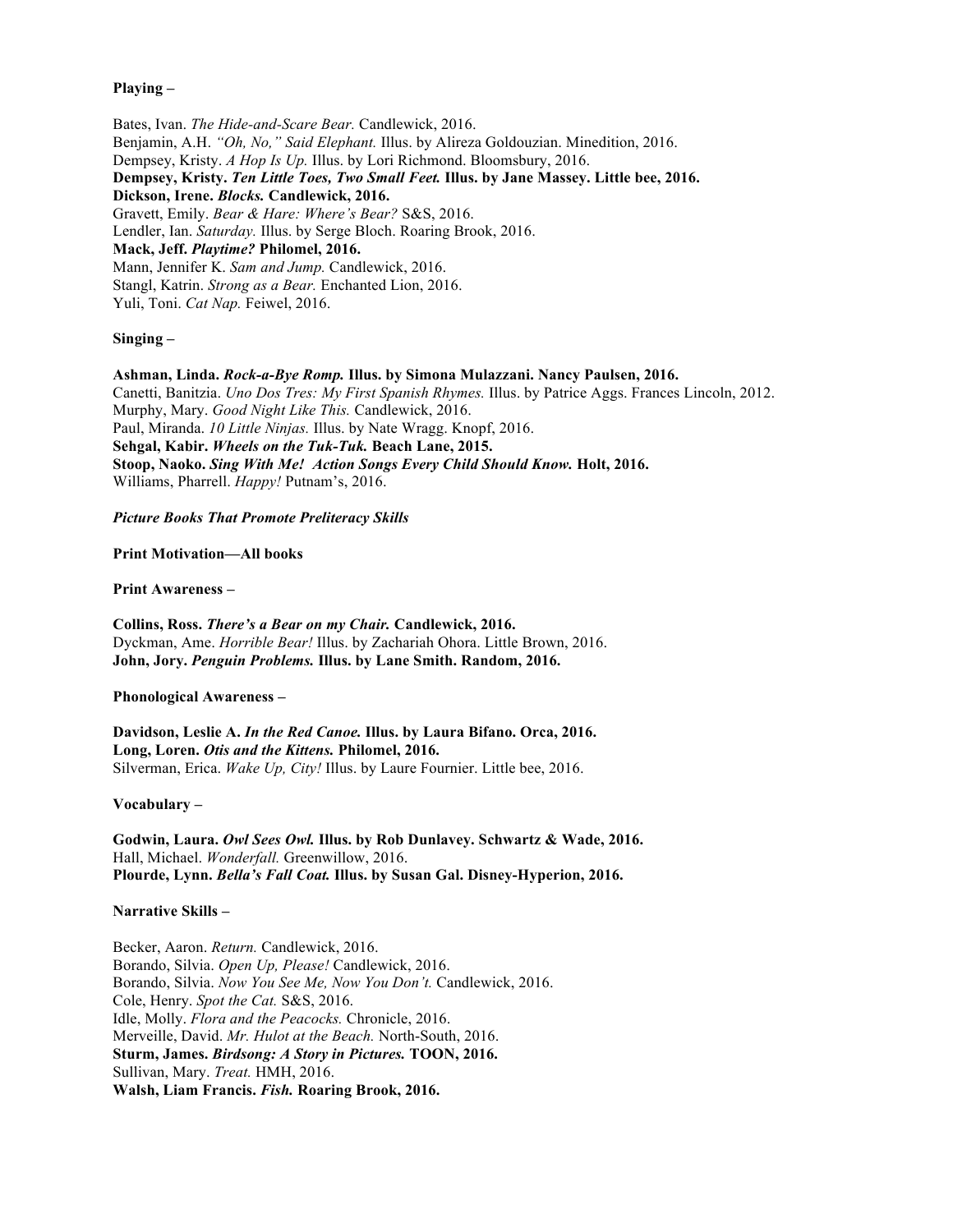**Playing –**

Bates, Ivan. *The Hide-and-Scare Bear.* Candlewick, 2016.
Benjamin, A.H. *"Oh, No," Said Elephant.* Illus. by Alireza Goldouzian. Minedition, 2016.
Dempsey, Kristy. *A Hop Is Up.* Illus. by Lori Richmond. Bloomsbury, 2016.
**Dempsey, Kristy. *Ten Little Toes, Two Small Feet.* Illus. by Jane Massey. Little bee, 2016.**
**Dickson, Irene. *Blocks.* Candlewick, 2016.**
Gravett, Emily. *Bear & Hare: Where's Bear?* S&S, 2016.
Lendler, Ian. *Saturday.* Illus. by Serge Bloch. Roaring Brook, 2016.
**Mack, Jeff. *Playtime?* Philomel, 2016.**
Mann, Jennifer K. *Sam and Jump.* Candlewick, 2016.
Stangl, Katrin. *Strong as a Bear.* Enchanted Lion, 2016.
Yuli, Toni. *Cat Nap.* Feiwel, 2016.

**Singing –**

**Ashman, Linda. *Rock-a-Bye Romp.* Illus. by Simona Mulazzani. Nancy Paulsen, 2016.**
Canetti, Banitzia. *Uno Dos Tres: My First Spanish Rhymes.* Illus. by Patrice Aggs. Frances Lincoln, 2012.
Murphy, Mary. *Good Night Like This.* Candlewick, 2016.
Paul, Miranda. *10 Little Ninjas.* Illus. by Nate Wragg. Knopf, 2016.
**Sehgal, Kabir. *Wheels on the Tuk-Tuk.* Beach Lane, 2015.**
**Stoop, Naoko. *Sing With Me! Action Songs Every Child Should Know.* Holt, 2016.**
Williams, Pharrell. *Happy!* Putnam's, 2016.

***Picture Books That Promote Preliteracy Skills***

**Print Motivation—All books**

**Print Awareness –**

**Collins, Ross. *There's a Bear on my Chair.* Candlewick, 2016.**
Dyckman, Ame. *Horrible Bear!* Illus. by Zachariah Ohora. Little Brown, 2016.
**John, Jory. *Penguin Problems.* Illus. by Lane Smith. Random, 2016.**

**Phonological Awareness –**

**Davidson, Leslie A. *In the Red Canoe.* Illus. by Laura Bifano. Orca, 2016.**
**Long, Loren. *Otis and the Kittens.* Philomel, 2016.**
Silverman, Erica. *Wake Up, City!* Illus. by Laure Fournier. Little bee, 2016.

**Vocabulary –**

**Godwin, Laura. *Owl Sees Owl.* Illus. by Rob Dunlavey. Schwartz & Wade, 2016.**
Hall, Michael. *Wonderfall.* Greenwillow, 2016.
**Plourde, Lynn. *Bella's Fall Coat.* Illus. by Susan Gal. Disney-Hyperion, 2016.**

**Narrative Skills –**

Becker, Aaron. *Return.* Candlewick, 2016.
Borando, Silvia. *Open Up, Please!* Candlewick, 2016.
Borando, Silvia. *Now You See Me, Now You Don't.* Candlewick, 2016.
Cole, Henry. *Spot the Cat.* S&S, 2016.
Idle, Molly. *Flora and the Peacocks.* Chronicle, 2016.
Merveille, David. *Mr. Hulot at the Beach.* North-South, 2016.
**Sturm, James. *Birdsong: A Story in Pictures.* TOON, 2016.**
Sullivan, Mary. *Treat.* HMH, 2016.
**Walsh, Liam Francis. *Fish.* Roaring Brook, 2016.**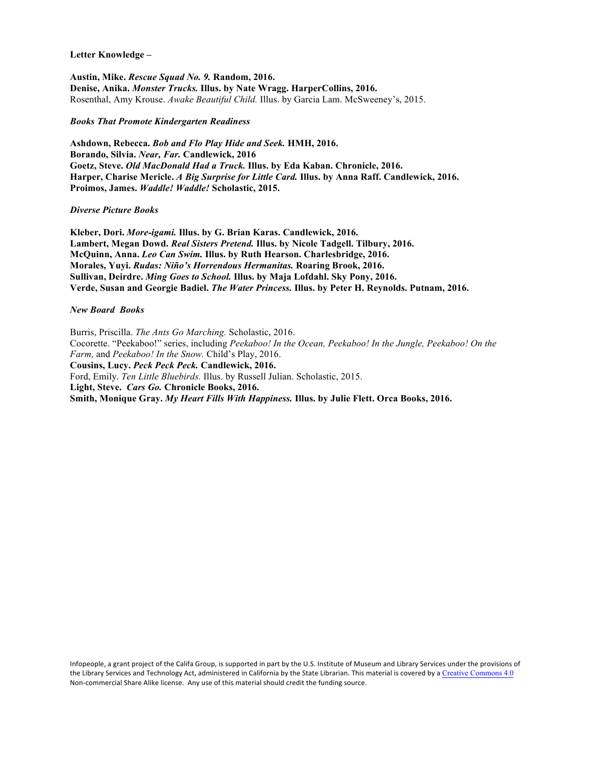**Letter Knowledge –**

**Austin, Mike. *Rescue Squad No. 9.* Random, 2016.**
**Denise, Anika. *Monster Trucks.* Illus. by Nate Wragg. HarperCollins, 2016.**
Rosenthal, Amy Krouse. *Awake Beautiful Child.* Illus. by Garcia Lam. McSweeney's, 2015.

***Books That Promote Kindergarten Readiness***

**Ashdown, Rebecca. *Bob and Flo Play Hide and Seek.* HMH, 2016.**
**Borando, Silvia. *Near, Far.* Candlewick, 2016**
**Goetz, Steve. *Old MacDonald Had a Truck.* Illus. by Eda Kaban. Chronicle, 2016.**
**Harper, Charise Mericle. *A Big Surprise for Little Card.* Illus. by Anna Raff. Candlewick, 2016.**
**Proimos, James. *Waddle! Waddle!* Scholastic, 2015.**

***Diverse Picture Books***

**Kleber, Dori. *More-igami.* Illus. by G. Brian Karas. Candlewick, 2016.**
**Lambert, Megan Dowd. *Real Sisters Pretend.* Illus. by Nicole Tadgell. Tilbury, 2016.**
**McQuinn, Anna. *Leo Can Swim.* Illus. by Ruth Hearson. Charlesbridge, 2016.**
**Morales, Yuyi. *Rudas: Niño's Horrendous Hermanitas.* Roaring Brook, 2016.**
**Sullivan, Deirdre. *Ming Goes to School.* Illus. by Maja Lofdahl. Sky Pony, 2016.**
**Verde, Susan and Georgie Badiel. *The Water Princess.* Illus. by Peter H. Reynolds. Putnam, 2016.**

***New Board Books***

Burris, Priscilla. *The Ants Go Marching.* Scholastic, 2016.
Cocorette. "Peekaboo!" series, including *Peekaboo! In the Ocean, Peekaboo! In the Jungle, Peekaboo! On the Farm,* and *Peekaboo! In the Snow.* Child's Play, 2016.
**Cousins, Lucy. *Peck Peck Peck.* Candlewick, 2016.**
Ford, Emily. *Ten Little Bluebirds.* Illus. by Russell Julian. Scholastic, 2015.
**Light, Steve. *Cars Go.* Chronicle Books, 2016.**
**Smith, Monique Gray. *My Heart Fills With Happiness.* Illus. by Julie Flett. Orca Books, 2016.**

Infopeople, a grant project of the Califa Group, is supported in part by the U.S. Institute of Museum and Library Services under the provisions of the Library Services and Technology Act, administered in California by the State Librarian. This material is covered by a Creative Commons 4.0 Non-commercial Share Alike license. Any use of this material should credit the funding source.